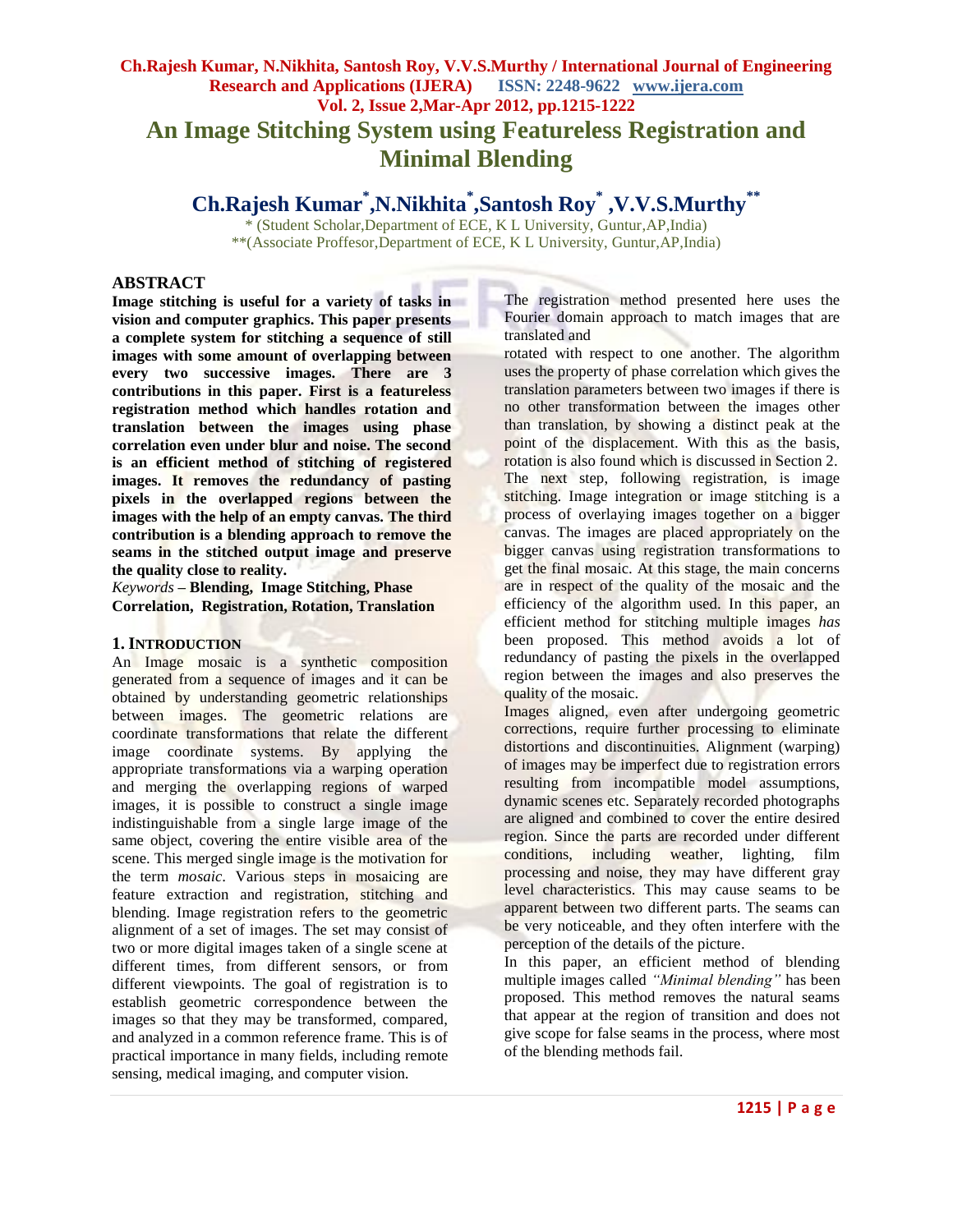# An Image Stitching System using Featureless Registration and Minimal Blending

**Ch.Rajesh Kumar*, N.Nikhita*, Santosh Roy*, V.V.S.Murthy****

\* (Student Scholar, Department of ECE, K L University, Guntur, AP, India)

\*\*(Associate Proffesor, Department of ECE, K L University, Guntur, AP, India)

## ABSTRACT

**Image stitching is useful for a variety of tasks in vision and computer graphics. This paper presents a complete system for stitching a sequence of still images with some amount of overlapping between every two successive images. There are 3 contributions in this paper. First is a featureless registration method which handles rotation and translation between the images using phase correlation even under blur and noise. The second is an efficient method of stitching of registered images. It removes the redundancy of pasting pixels in the overlapped regions between the images with the help of an empty canvas. The third contribution is a blending approach to remove the seams in the stitched output image and preserve the quality close to reality.**

*Keywords* – **Blending, Image Stitching, Phase Correlation, Registration, Rotation, Translation**

## 1. INTRODUCTION

An Image mosaic is a synthetic composition generated from a sequence of images and it can be obtained by understanding geometric relationships between images. The geometric relations are coordinate transformations that relate the different image coordinate systems. By applying the appropriate transformations via a warping operation and merging the overlapping regions of warped images, it is possible to construct a single image indistinguishable from a single large image of the same object, covering the entire visible area of the scene. This merged single image is the motivation for the term *mosaic*. Various steps in mosaicing are feature extraction and registration, stitching and blending. Image registration refers to the geometric alignment of a set of images. The set may consist of two or more digital images taken of a single scene at different times, from different sensors, or from different viewpoints. The goal of registration is to establish geometric correspondence between the images so that they may be transformed, compared, and analyzed in a common reference frame. This is of practical importance in many fields, including remote sensing, medical imaging, and computer vision.

The registration method presented here uses the Fourier domain approach to match images that are translated and

rotated with respect to one another. The algorithm uses the property of phase correlation which gives the translation parameters between two images if there is no other transformation between the images other than translation, by showing a distinct peak at the point of the displacement. With this as the basis, rotation is also found which is discussed in Section 2. The next step, following registration, is image stitching. Image integration or image stitching is a process of overlaying images together on a bigger canvas. The images are placed appropriately on the bigger canvas using registration transformations to get the final mosaic. At this stage, the main concerns are in respect of the quality of the mosaic and the efficiency of the algorithm used. In this paper, an efficient method for stitching multiple images *has* been proposed. This method avoids a lot of redundancy of pasting the pixels in the overlapped region between the images and also preserves the quality of the mosaic.

Images aligned, even after undergoing geometric corrections, require further processing to eliminate distortions and discontinuities. Alignment (warping) of images may be imperfect due to registration errors resulting from incompatible model assumptions, dynamic scenes etc. Separately recorded photographs are aligned and combined to cover the entire desired region. Since the parts are recorded under different conditions, including weather, lighting, film processing and noise, they may have different gray level characteristics. This may cause seams to be apparent between two different parts. The seams can be very noticeable, and they often interfere with the perception of the details of the picture.

In this paper, an efficient method of blending multiple images called *"Minimal blending"* has been proposed. This method removes the natural seams that appear at the region of transition and does not give scope for false seams in the process, where most of the blending methods fail.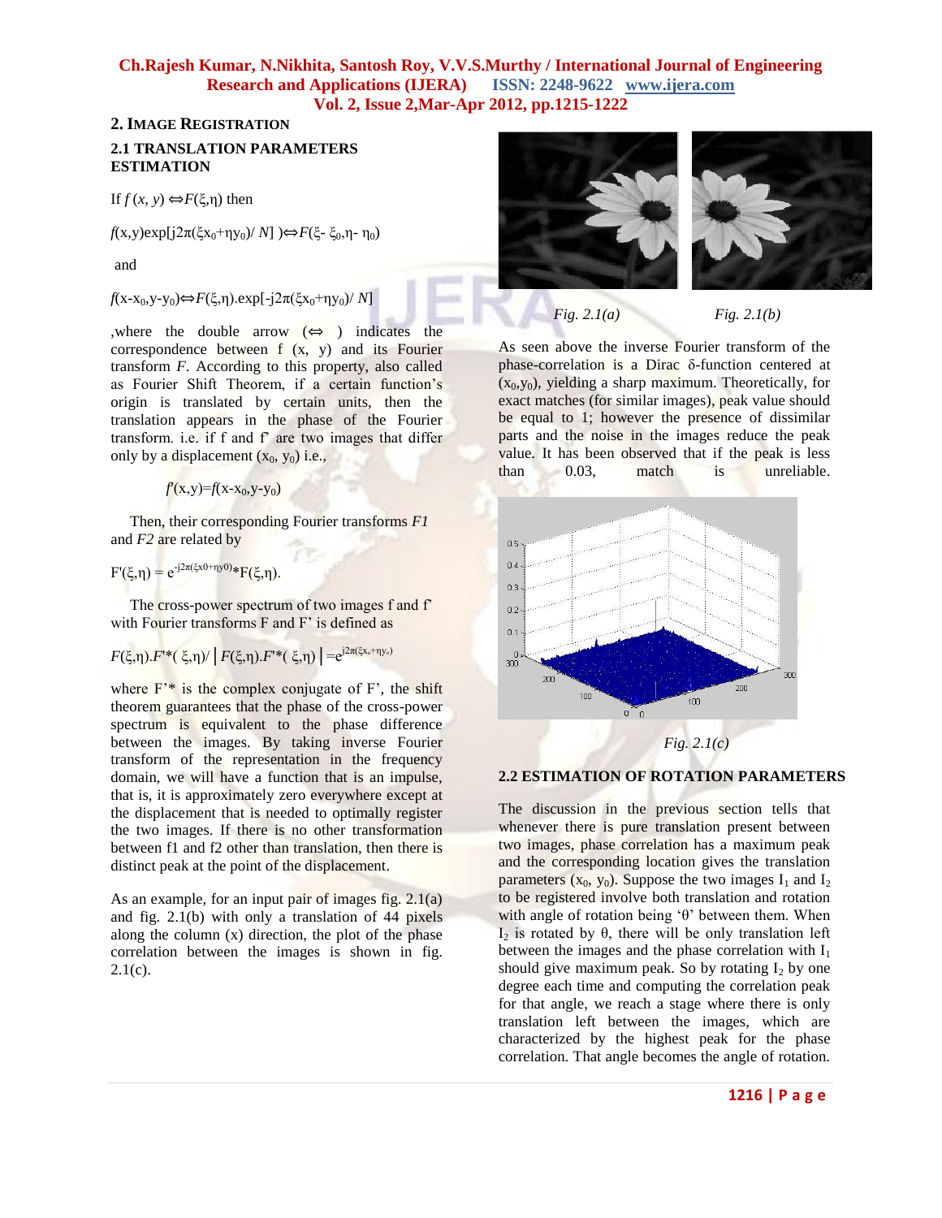## 2. Image Registration

### 2.1 TRANSLATION PARAMETERS ESTIMATION

If $f(x, y) \Leftrightarrow F(\xi,\eta)$ then

$f(x,y)\exp[j2\pi(\xi x_0+\eta y_0)/N] \Leftrightarrow F(\xi-\xi_0,\eta-\eta_0)$

and

$f(x-x_0,y-y_0) \Leftrightarrow F(\xi,\eta).\exp[-j2\pi(\xi x_0+\eta y_0)/N]$

,where the double arrow ($\Leftrightarrow$) indicates the correspondence between f (x, y) and its Fourier transform *F*. According to this property, also called as Fourier Shift Theorem, if a certain function's origin is translated by certain units, then the translation appears in the phase of the Fourier transform. i.e. if f and f' are two images that differ only by a displacement $(x_0, y_0)$ i.e.,

$$f'(x,y)=f(x-x_0,y-y_0)$$

Then, their corresponding Fourier transforms *F1* and *F2* are related by

$$F'(\xi,\eta) = e^{-j2\pi(\xi x_0+\eta y_0)} * F(\xi,\eta).$$

The cross-power spectrum of two images f and f' with Fourier transforms F and F' is defined as

$$F(\xi,\eta).F'^*(\xi,\eta)/\left|F(\xi,\eta).F'^*(\xi,\eta)\right| = e^{j2\pi(\xi x_0+\eta y_0)}$$

where F'* is the complex conjugate of F', the shift theorem guarantees that the phase of the cross-power spectrum is equivalent to the phase difference between the images. By taking inverse Fourier transform of the representation in the frequency domain, we will have a function that is an impulse, that is, it is approximately zero everywhere except at the displacement that is needed to optimally register the two images. If there is no other transformation between f1 and f2 other than translation, then there is distinct peak at the point of the displacement.

As an example, for an input pair of images fig. 2.1(a) and fig. 2.1(b) with only a translation of 44 pixels along the column (x) direction, the plot of the phase correlation between the images is shown in fig. 2.1(c).

*Fig. 2.1(a)* *Fig. 2.1(b)*

As seen above the inverse Fourier transform of the phase-correlation is a Dirac δ-function centered at $(x_0,y_0)$, yielding a sharp maximum. Theoretically, for exact matches (for similar images), peak value should be equal to 1; however the presence of dissimilar parts and the noise in the images reduce the peak value. It has been observed that if the peak is less than 0.03, match is unreliable.

*Fig. 2.1(c)*

### 2.2 ESTIMATION OF ROTATION PARAMETERS

The discussion in the previous section tells that whenever there is pure translation present between two images, phase correlation has a maximum peak and the corresponding location gives the translation parameters $(x_0, y_0)$. Suppose the two images $I_1$ and $I_2$ to be registered involve both translation and rotation with angle of rotation being 'θ' between them. When $I_2$ is rotated by θ, there will be only translation left between the images and the phase correlation with $I_1$ should give maximum peak. So by rotating $I_2$ by one degree each time and computing the correlation peak for that angle, we reach a stage where there is only translation left between the images, which are characterized by the highest peak for the phase correlation. That angle becomes the angle of rotation.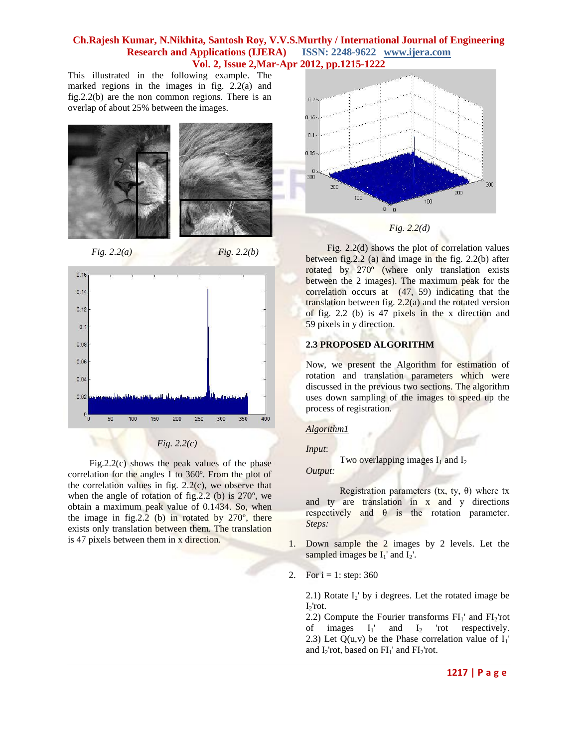This illustrated in the following example. The marked regions in the images in fig. 2.2(a) and fig.2.2(b) are the non common regions. There is an overlap of about 25% between the images.

*Fig. 2.2(a)*

*Fig. 2.2(b)*

*Fig. 2.2(c)*

Fig.2.2(c) shows the peak values of the phase correlation for the angles 1 to 360º. From the plot of the correlation values in fig. 2.2(c), we observe that when the angle of rotation of fig.2.2 (b) is 270º, we obtain a maximum peak value of 0.1434. So, when the image in fig.2.2 (b) in rotated by 270º, there exists only translation between them. The translation is 47 pixels between them in x direction.

*Fig. 2.2(d)*

Fig. 2.2(d) shows the plot of correlation values between fig.2.2 (a) and image in the fig. 2.2(b) after rotated by 270º (where only translation exists between the 2 images). The maximum peak for the correlation occurs at (47, 59) indicating that the translation between fig. 2.2(a) and the rotated version of fig. 2.2 (b) is 47 pixels in the x direction and 59 pixels in y direction.

### 2.3 PROPOSED ALGORITHM

Now, we present the Algorithm for estimation of rotation and translation parameters which were discussed in the previous two sections. The algorithm uses down sampling of the images to speed up the process of registration.

*Algorithm1*

*Input*:

Two overlapping images $I_1$ and $I_2$

*Output:*

Registration parameters (tx, ty, θ) where tx and ty are translation in x and y directions respectively and θ is the rotation parameter.

*Steps:*

1. Down sample the 2 images by 2 levels. Let the sampled images be $I_1'$ and $I_2'$.

2. For i = 1: step: 360

   2.1) Rotate $I_2'$ by i degrees. Let the rotated image be $I_2$'rot.
   2.2) Compute the Fourier transforms $FI_1'$ and $FI_2$'rot of images $I_1'$ and $I_2$ 'rot respectively.
   2.3) Let Q(u,v) be the Phase correlation value of $I_1'$ and $I_2$'rot, based on $FI_1'$ and $FI_2$'rot.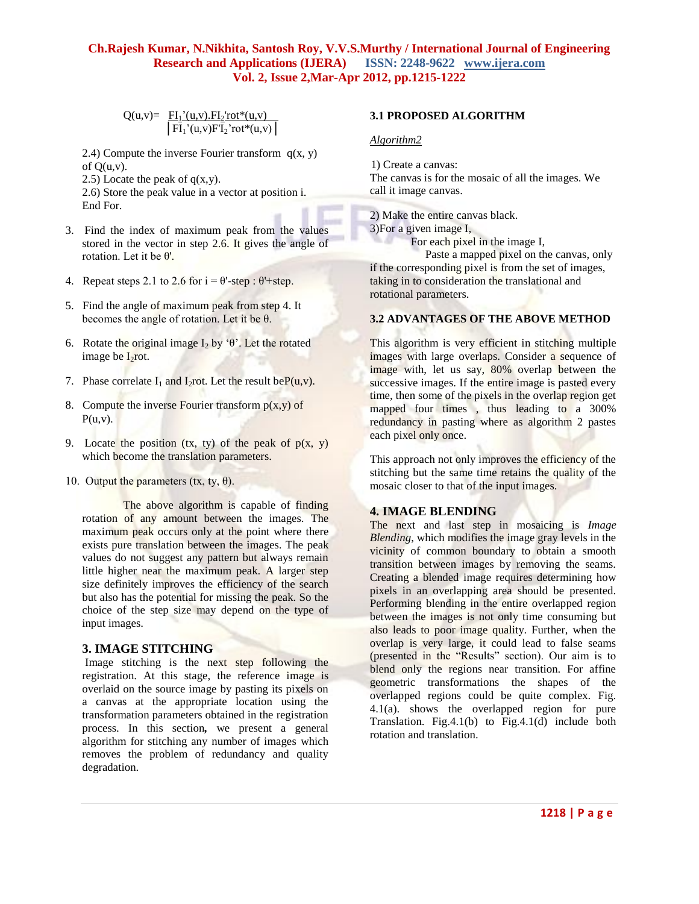$$Q(u,v) = \frac{FI_1'(u,v).FI_2'rot^*(u,v)}{\left| FI_1'(u,v)F'I_2'rot^*(u,v) \right|}$$

2.4) Compute the inverse Fourier transform q(x, y) of Q(u,v).
2.5) Locate the peak of q(x,y).
2.6) Store the peak value in a vector at position i.
End For.

3. Find the index of maximum peak from the values stored in the vector in step 2.6. It gives the angle of rotation. Let it be θ'.

4. Repeat steps 2.1 to 2.6 for i = θ'-step : θ'+step.

5. Find the angle of maximum peak from step 4. It becomes the angle of rotation. Let it be θ.

6. Rotate the original image $I_2$ by 'θ'. Let the rotated image be $I_2$rot.

7. Phase correlate $I_1$ and $I_2$rot. Let the result beP(u,v).

8. Compute the inverse Fourier transform p(x,y) of P(u,v).

9. Locate the position (tx, ty) of the peak of p(x, y) which become the translation parameters.

10. Output the parameters (tx, ty, θ).

The above algorithm is capable of finding rotation of any amount between the images. The maximum peak occurs only at the point where there exists pure translation between the images. The peak values do not suggest any pattern but always remain little higher near the maximum peak. A larger step size definitely improves the efficiency of the search but also has the potential for missing the peak. So the choice of the step size may depend on the type of input images.

## 3. IMAGE STITCHING

Image stitching is the next step following the registration. At this stage, the reference image is overlaid on the source image by pasting its pixels on a canvas at the appropriate location using the transformation parameters obtained in the registration process. In this section**,** we present a general algorithm for stitching any number of images which removes the problem of redundancy and quality degradation.

### 3.1 PROPOSED ALGORITHM

*Algorithm2*

1) Create a canvas:
The canvas is for the mosaic of all the images. We call it image canvas.

2) Make the entire canvas black.
3)For a given image I,
For each pixel in the image I,
Paste a mapped pixel on the canvas, only if the corresponding pixel is from the set of images, taking in to consideration the translational and rotational parameters.

### 3.2 ADVANTAGES OF THE ABOVE METHOD

This algorithm is very efficient in stitching multiple images with large overlaps. Consider a sequence of image with, let us say, 80% overlap between the successive images. If the entire image is pasted every time, then some of the pixels in the overlap region get mapped four times , thus leading to a 300% redundancy in pasting where as algorithm 2 pastes each pixel only once.

This approach not only improves the efficiency of the stitching but the same time retains the quality of the mosaic closer to that of the input images.

## 4. IMAGE BLENDING

The next and last step in mosaicing is *Image Blending*, which modifies the image gray levels in the vicinity of common boundary to obtain a smooth transition between images by removing the seams. Creating a blended image requires determining how pixels in an overlapping area should be presented. Performing blending in the entire overlapped region between the images is not only time consuming but also leads to poor image quality. Further, when the overlap is very large, it could lead to false seams (presented in the "Results" section). Our aim is to blend only the regions near transition. For affine geometric transformations the shapes of the overlapped regions could be quite complex. Fig. 4.1(a). shows the overlapped region for pure Translation. Fig.4.1(b) to Fig.4.1(d) include both rotation and translation.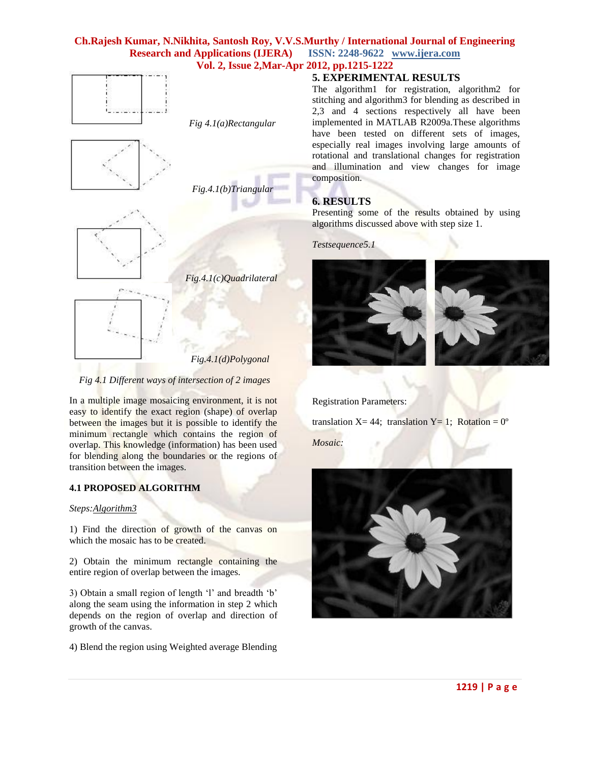Fig 4.1(a)Rectangular

Fig.4.1(b)Triangular

Fig.4.1(c)Quadrilateral

Fig.4.1(d)Polygonal

*Fig 4.1 Different ways of intersection of 2 images*

In a multiple image mosaicing environment, it is not easy to identify the exact region (shape) of overlap between the images but it is possible to identify the minimum rectangle which contains the region of overlap. This knowledge (information) has been used for blending along the boundaries or the regions of transition between the images.

### 4.1 PROPOSED ALGORITHM

*Steps:Algorithm3*

1) Find the direction of growth of the canvas on which the mosaic has to be created.

2) Obtain the minimum rectangle containing the entire region of overlap between the images.

3) Obtain a small region of length 'l' and breadth 'b' along the seam using the information in step 2 which depends on the region of overlap and direction of growth of the canvas.

4) Blend the region using Weighted average Blending

## 5. EXPERIMENTAL RESULTS

The algorithm1 for registration, algorithm2 for stitching and algorithm3 for blending as described in 2,3 and 4 sections respectively all have been implemented in MATLAB R2009a.These algorithms have been tested on different sets of images, especially real images involving large amounts of rotational and translational changes for registration and illumination and view changes for image composition.

## 6. RESULTS

Presenting some of the results obtained by using algorithms discussed above with step size 1.

*Testsequence5.1*

Registration Parameters:

translation X= 44; translation Y= 1; Rotation = 0º

*Mosaic:*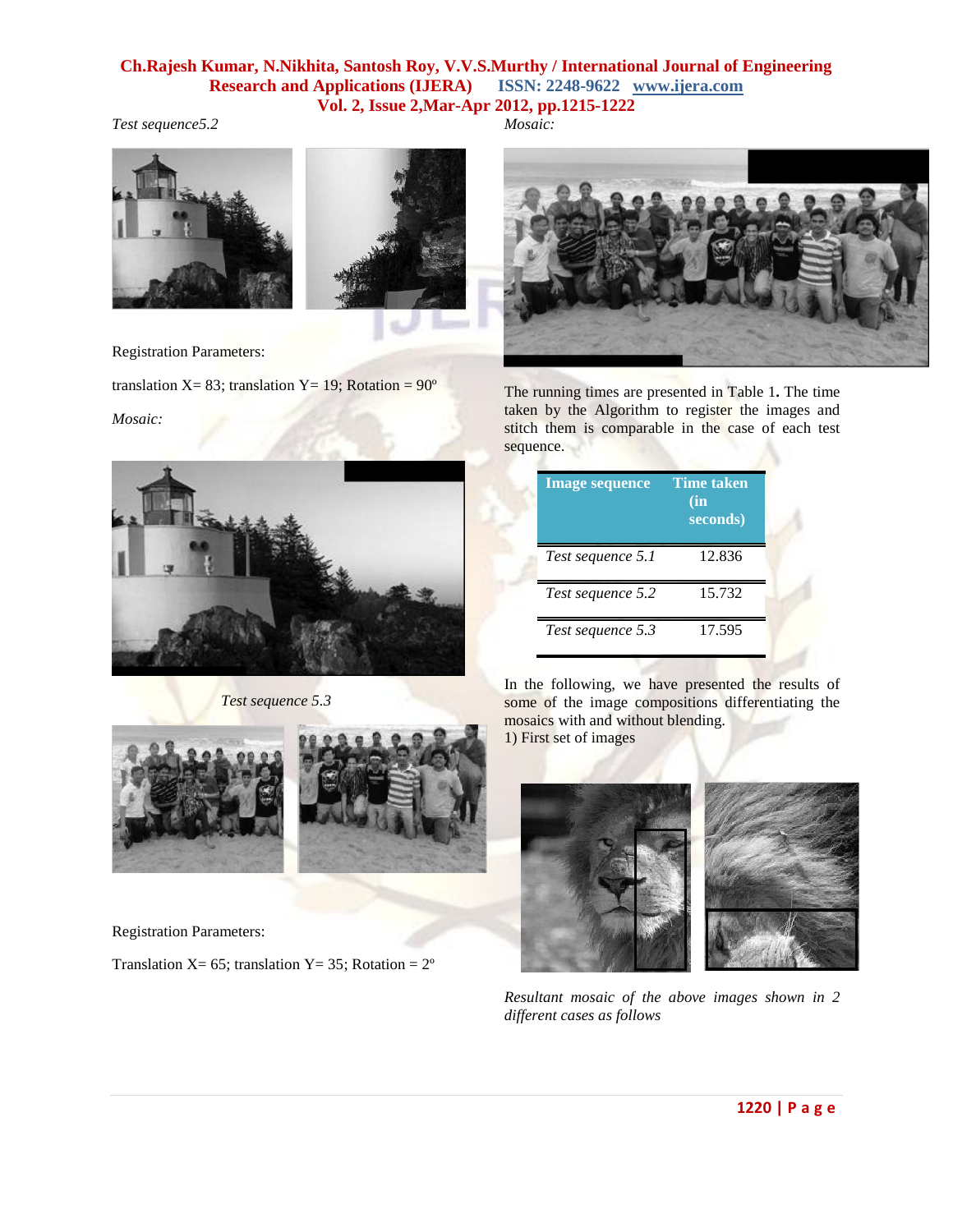*Test sequence5.2*

Registration Parameters:

translation X= 83; translation Y= 19; Rotation = 90º

*Mosaic:*

*Test sequence 5.3*

Registration Parameters:

Translation X= 65; translation Y= 35; Rotation = 2º

*Mosaic:*

The running times are presented in Table 1**.** The time taken by the Algorithm to register the images and stitch them is comparable in the case of each test sequence.

| Image sequence | Time taken (in seconds) |
|---|---|
| *Test sequence 5.1* | 12.836 |
| *Test sequence 5.2* | 15.732 |
| *Test sequence 5.3* | 17.595 |

In the following, we have presented the results of some of the image compositions differentiating the mosaics with and without blending.

1) First set of images

*Resultant mosaic of the above images shown in 2 different cases as follows*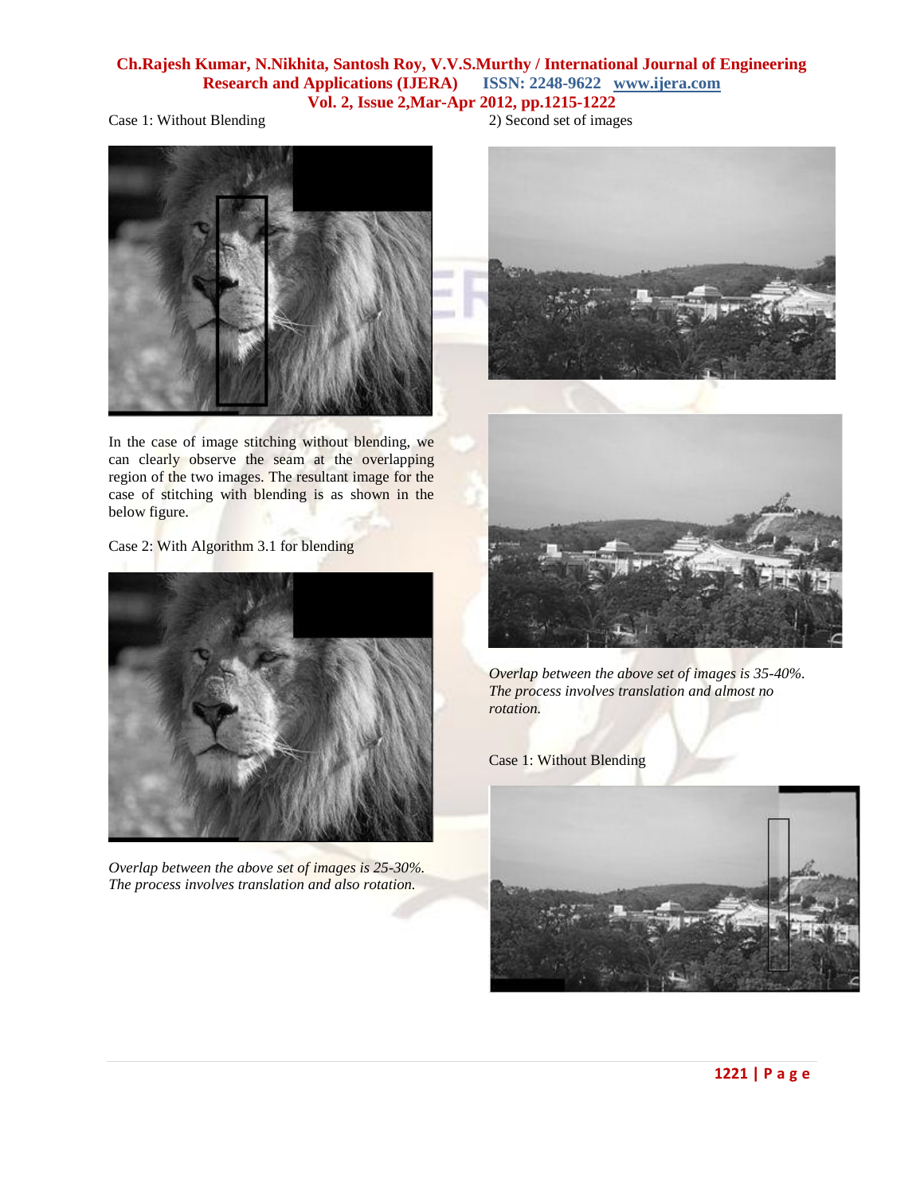Case 1: Without Blending

In the case of image stitching without blending, we can clearly observe the seam at the overlapping region of the two images. The resultant image for the case of stitching with blending is as shown in the below figure.

Case 2: With Algorithm 3.1 for blending

*Overlap between the above set of images is 25-30%. The process involves translation and also rotation.*

2) Second set of images

*Overlap between the above set of images is 35-40%. The process involves translation and almost no rotation.*

Case 1: Without Blending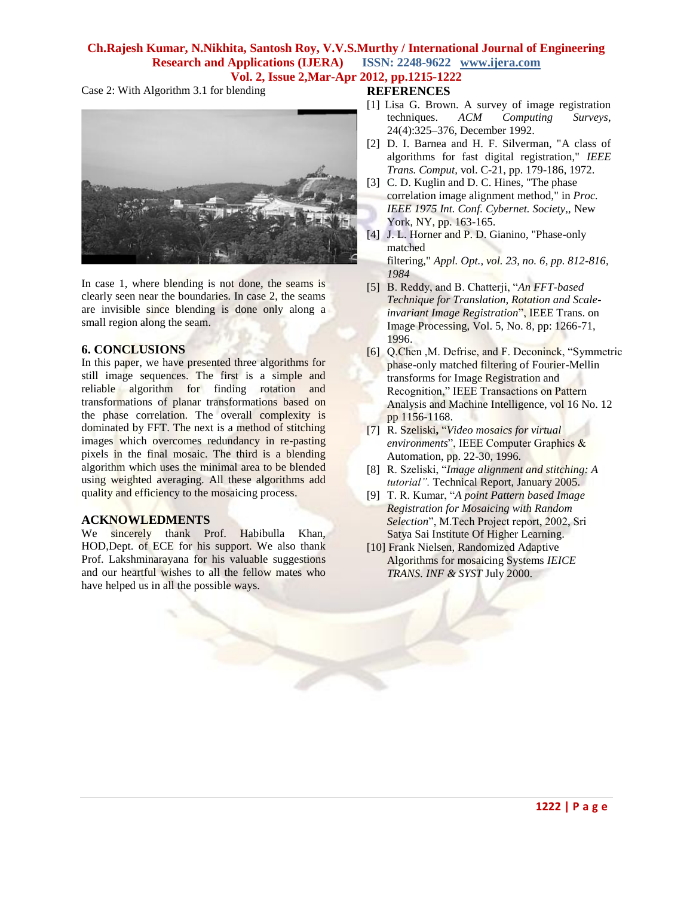Case 2: With Algorithm 3.1 for blending

In case 1, where blending is not done, the seams is clearly seen near the boundaries. In case 2, the seams are invisible since blending is done only along a small region along the seam.

## 6. CONCLUSIONS

In this paper, we have presented three algorithms for still image sequences. The first is a simple and reliable algorithm for finding rotation and transformations of planar transformations based on the phase correlation. The overall complexity is dominated by FFT. The next is a method of stitching images which overcomes redundancy in re-pasting pixels in the final mosaic. The third is a blending algorithm which uses the minimal area to be blended using weighted averaging. All these algorithms add quality and efficiency to the mosaicing process.

## ACKNOWLEDMENTS

We sincerely thank Prof. Habibulla Khan, HOD,Dept. of ECE for his support. We also thank Prof. Lakshminarayana for his valuable suggestions and our heartful wishes to all the fellow mates who have helped us in all the possible ways.

## REFERENCES

[1] Lisa G. Brown. A survey of image registration techniques. *ACM Computing Surveys*, 24(4):325–376, December 1992.

[2] D. I. Barnea and H. F. Silverman, "A class of algorithms for fast digital registration," *IEEE Trans. Comput,* vol. C-21, pp. 179-186, 1972.

[3] C. D. Kuglin and D. C. Hines, "The phase correlation image alignment method," in *Proc. IEEE 1975 Int. Conf. Cybernet. Society*,, New York, NY, pp. 163-165.

[4] J. L. Horner and P. D. Gianino, "Phase-only matched filtering," *Appl. Opt., vol. 23, no. 6, pp. 812-816, 1984*

[5] B. Reddy, and B. Chatterji, "*An FFT-based Technique for Translation, Rotation and Scale-invariant Image Registration*", IEEE Trans. on Image Processing, Vol. 5, No. 8, pp: 1266-71, 1996.

[6] Q.Chen ,M. Defrise, and F. Deconinck, "Symmetric phase-only matched filtering of Fourier-Mellin transforms for Image Registration and Recognition," IEEE Transactions on Pattern Analysis and Machine Intelligence, vol 16 No. 12 pp 1156-1168.

[7] R. Szeliski**,** "*Video mosaics for virtual environments*", IEEE Computer Graphics & Automation, pp. 22-30, 1996.

[8] R. Szeliski, "*Image alignment and stitching: A tutorial".* Technical Report, January 2005.

[9] T. R. Kumar, "*A point Pattern based Image Registration for Mosaicing with Random Selection*", M.Tech Project report, 2002, Sri Satya Sai Institute Of Higher Learning.

[10] Frank Nielsen, Randomized Adaptive Algorithms for mosaicing Systems *IEICE TRANS. INF & SYST* July 2000.